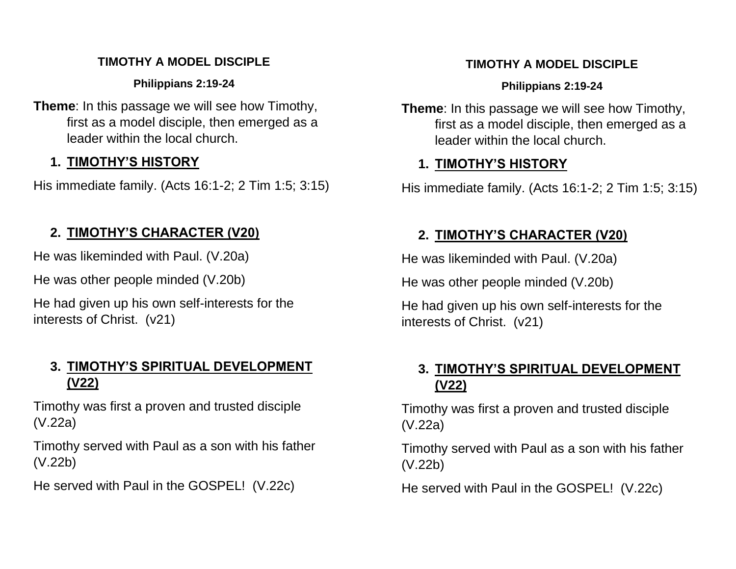**TIMOTHY A MODEL DISCIPLE**

**Philippians 2:19-24**

**Theme**: In this passage we will see how Timothy, first as a model disciple, then emerged as a leader within the local church.

1. **TIMOTHY'S HISTORY**

His immediate family. (Acts 16:1-2; 2 Tim 1:5; 3:15)

2. **TIMOTHY'S CHARACTER (V20)**

He was likeminded with Paul. (V.20a)

He was other people minded (V.20b)

He had given up his own self-interests for the interests of Christ. (v21)

3. **TIMOTHY'S SPIRITUAL DEVELOPMENT (V22)**

Timothy was first a proven and trusted disciple (V.22a)

Timothy served with Paul as a son with his father (V.22b)

He served with Paul in the GOSPEL! (V.22c)

**TIMOTHY A MODEL DISCIPLE**

**Philippians 2:19-24**

**Theme**: In this passage we will see how Timothy, first as a model disciple, then emerged as a leader within the local church.

1. **TIMOTHY'S HISTORY**

His immediate family. (Acts 16:1-2; 2 Tim 1:5; 3:15)

2. **TIMOTHY'S CHARACTER (V20)**

He was likeminded with Paul. (V.20a)

He was other people minded (V.20b)

He had given up his own self-interests for the interests of Christ. (v21)

3. **TIMOTHY'S SPIRITUAL DEVELOPMENT (V22)**

Timothy was first a proven and trusted disciple (V.22a)

Timothy served with Paul as a son with his father (V.22b)

He served with Paul in the GOSPEL! (V.22c)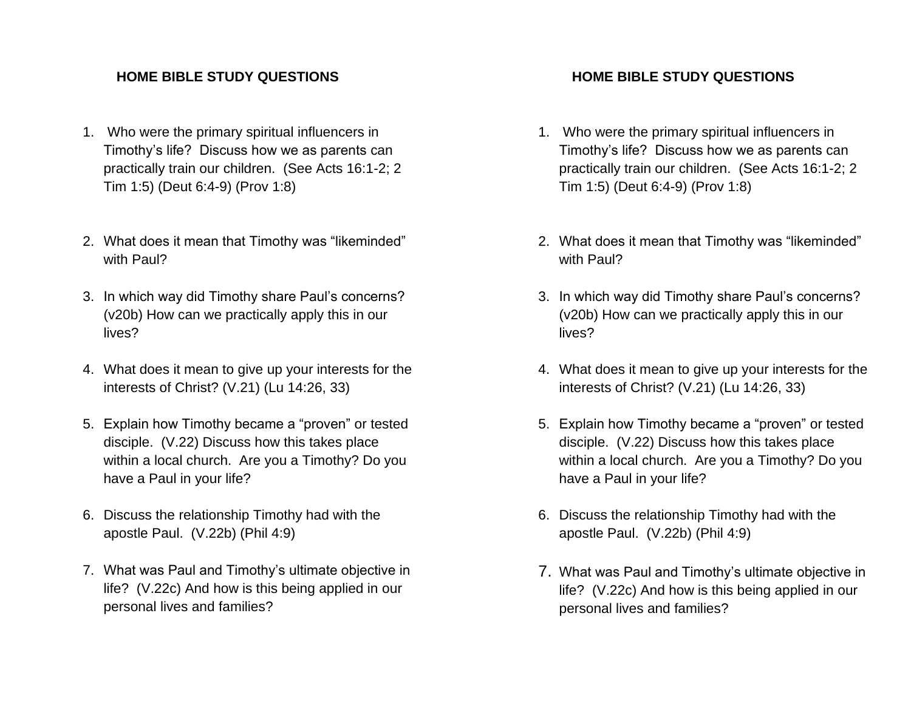## HOME BIBLE STUDY QUESTIONS

1. Who were the primary spiritual influencers in Timothy's life? Discuss how we as parents can practically train our children. (See Acts 16:1-2; 2 Tim 1:5) (Deut 6:4-9) (Prov 1:8)

2. What does it mean that Timothy was "likeminded" with Paul?

3. In which way did Timothy share Paul's concerns? (v20b) How can we practically apply this in our lives?

4. What does it mean to give up your interests for the interests of Christ? (V.21) (Lu 14:26, 33)

5. Explain how Timothy became a "proven" or tested disciple. (V.22) Discuss how this takes place within a local church. Are you a Timothy? Do you have a Paul in your life?

6. Discuss the relationship Timothy had with the apostle Paul. (V.22b) (Phil 4:9)

7. What was Paul and Timothy's ultimate objective in life? (V.22c) And how is this being applied in our personal lives and families?

## HOME BIBLE STUDY QUESTIONS

1. Who were the primary spiritual influencers in Timothy's life? Discuss how we as parents can practically train our children. (See Acts 16:1-2; 2 Tim 1:5) (Deut 6:4-9) (Prov 1:8)

2. What does it mean that Timothy was "likeminded" with Paul?

3. In which way did Timothy share Paul's concerns? (v20b) How can we practically apply this in our lives?

4. What does it mean to give up your interests for the interests of Christ? (V.21) (Lu 14:26, 33)

5. Explain how Timothy became a "proven" or tested disciple. (V.22) Discuss how this takes place within a local church. Are you a Timothy? Do you have a Paul in your life?

6. Discuss the relationship Timothy had with the apostle Paul. (V.22b) (Phil 4:9)

7. What was Paul and Timothy's ultimate objective in life? (V.22c) And how is this being applied in our personal lives and families?